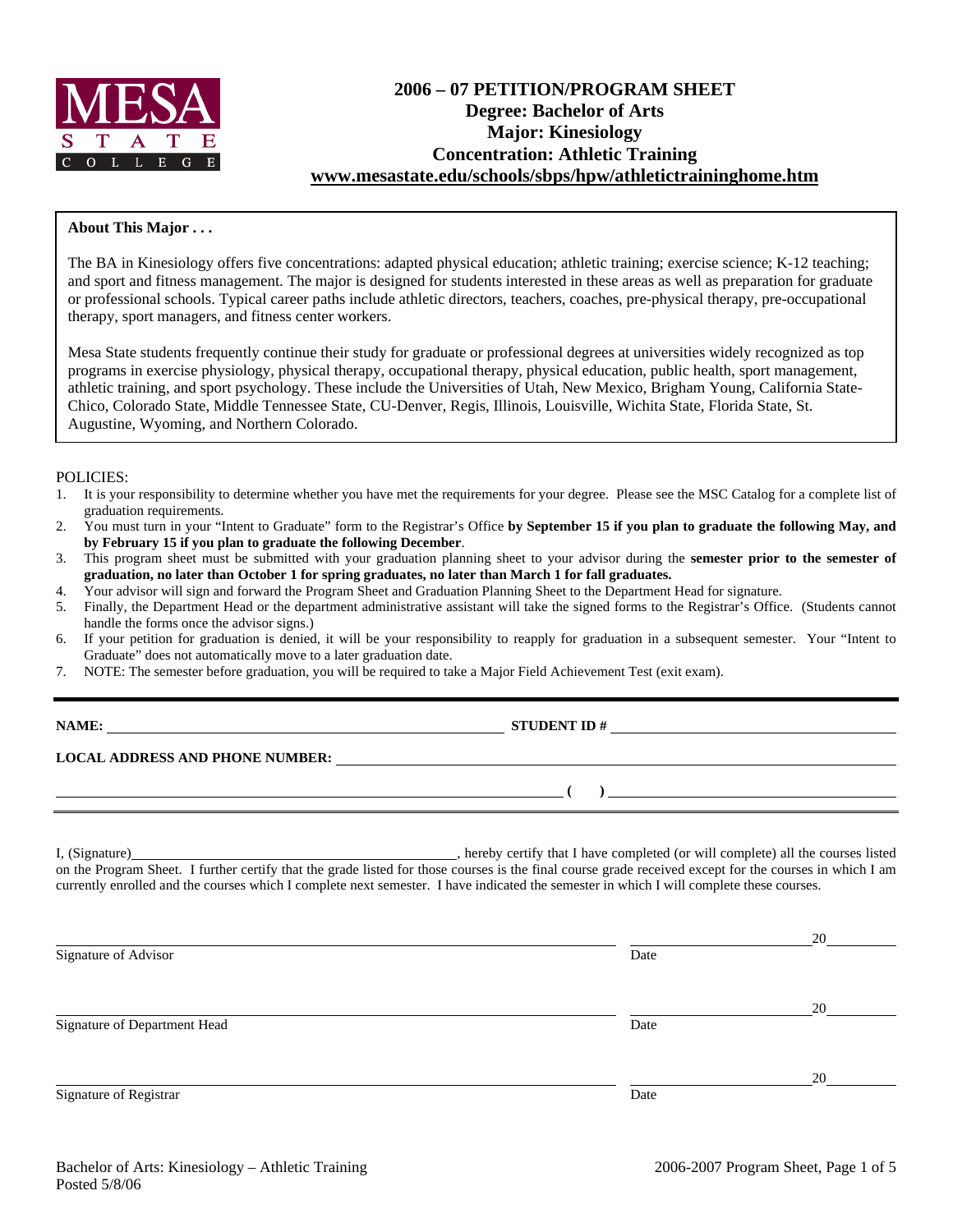MESA STATE COLLEGE

# 2006 – 07 PETITION/PROGRAM SHEET
## Degree: Bachelor of Arts
## Major: Kinesiology
## Concentration: Athletic Training
## www.mesastate.edu/schools/sbps/hpw/athletictraininghome.htm

**About This Major . . .**

The BA in Kinesiology offers five concentrations: adapted physical education; athletic training; exercise science; K-12 teaching; and sport and fitness management. The major is designed for students interested in these areas as well as preparation for graduate or professional schools. Typical career paths include athletic directors, teachers, coaches, pre-physical therapy, pre-occupational therapy, sport managers, and fitness center workers.

Mesa State students frequently continue their study for graduate or professional degrees at universities widely recognized as top programs in exercise physiology, physical therapy, occupational therapy, physical education, public health, sport management, athletic training, and sport psychology. These include the Universities of Utah, New Mexico, Brigham Young, California State-Chico, Colorado State, Middle Tennessee State, CU-Denver, Regis, Illinois, Louisville, Wichita State, Florida State, St. Augustine, Wyoming, and Northern Colorado.

POLICIES:

1. It is your responsibility to determine whether you have met the requirements for your degree. Please see the MSC Catalog for a complete list of graduation requirements.
2. You must turn in your "Intent to Graduate" form to the Registrar's Office **by September 15 if you plan to graduate the following May, and by February 15 if you plan to graduate the following December**.
3. This program sheet must be submitted with your graduation planning sheet to your advisor during the **semester prior to the semester of graduation, no later than October 1 for spring graduates, no later than March 1 for fall graduates.**
4. Your advisor will sign and forward the Program Sheet and Graduation Planning Sheet to the Department Head for signature.
5. Finally, the Department Head or the department administrative assistant will take the signed forms to the Registrar's Office. (Students cannot handle the forms once the advisor signs.)
6. If your petition for graduation is denied, it will be your responsibility to reapply for graduation in a subsequent semester. Your "Intent to Graduate" does not automatically move to a later graduation date.
7. NOTE: The semester before graduation, you will be required to take a Major Field Achievement Test (exit exam).

---

**NAME:** ______________________________ **STUDENT ID #** ______________________________

**LOCAL ADDRESS AND PHONE NUMBER:** ______________________________

______________________________ **( )** ______________________________

---

I, (Signature)______________________________, hereby certify that I have completed (or will complete) all the courses listed on the Program Sheet. I further certify that the grade listed for those courses is the final course grade received except for the courses in which I am currently enrolled and the courses which I complete next semester. I have indicated the semester in which I will complete these courses.

______________________________ ______________ 20______
Signature of Advisor Date

______________________________ ______________ 20______
Signature of Department Head Date

______________________________ ______________ 20______
Signature of Registrar Date

Bachelor of Arts: Kinesiology – Athletic Training
Posted 5/8/06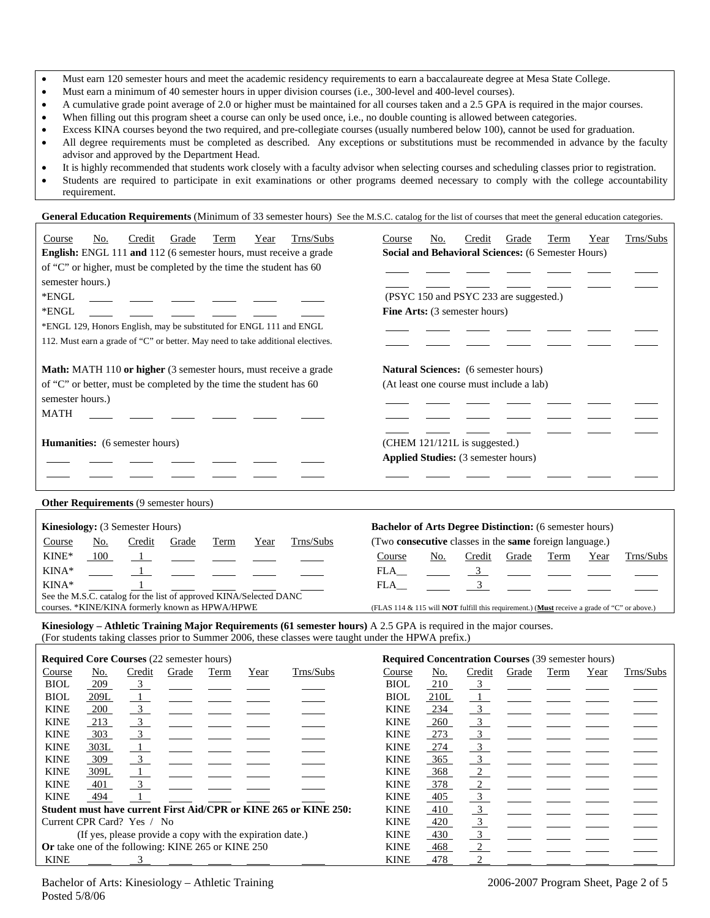- Must earn 120 semester hours and meet the academic residency requirements to earn a baccalaureate degree at Mesa State College.
- Must earn a minimum of 40 semester hours in upper division courses (i.e., 300-level and 400-level courses).
- A cumulative grade point average of 2.0 or higher must be maintained for all courses taken and a 2.5 GPA is required in the major courses.
- When filling out this program sheet a course can only be used once, i.e., no double counting is allowed between categories.
- Excess KINA courses beyond the two required, and pre-collegiate courses (usually numbered below 100), cannot be used for graduation.
- All degree requirements must be completed as described. Any exceptions or substitutions must be recommended in advance by the faculty advisor and approved by the Department Head.
- It is highly recommended that students work closely with a faculty advisor when selecting courses and scheduling classes prior to registration.
- Students are required to participate in exit examinations or other programs deemed necessary to comply with the college accountability requirement.

**General Education Requirements** (Minimum of 33 semester hours) See the M.S.C. catalog for the list of courses that meet the general education categories.

| Course | No. | Credit | Grade | Term | Year | Trns/Subs |
|---|---|---|---|---|---|---|

**English:** ENGL 111 **and** 112 (6 semester hours, must receive a grade of "C" or higher, must be completed by the time the student has 60 semester hours.)

| Course | No. | Credit | Grade | Term | Year | Trns/Subs |
|---|---|---|---|---|---|---|
| *ENGL | | | | | | |
| *ENGL | | | | | | |

*ENGL 129, Honors English, may be substituted for ENGL 111 and ENGL 112. Must earn a grade of "C" or better. May need to take additional electives.

**Math:** MATH 110 **or higher** (3 semester hours, must receive a grade of "C" or better, must be completed by the time the student has 60 semester hours.)

| Course | No. | Credit | Grade | Term | Year | Trns/Subs |
|---|---|---|---|---|---|---|
| MATH | | | | | | |

**Humanities:** (6 semester hours)

| Course | No. | Credit | Grade | Term | Year | Trns/Subs |
|---|---|---|---|---|---|---|
| | | | | | | |
| | | | | | | |

**Social and Behavioral Sciences:** (6 Semester Hours)

| Course | No. | Credit | Grade | Term | Year | Trns/Subs |
|---|---|---|---|---|---|---|
| | | | | | | |
| | | | | | | |

(PSYC 150 and PSYC 233 are suggested.)

**Fine Arts:** (3 semester hours)

| Course | No. | Credit | Grade | Term | Year | Trns/Subs |
|---|---|---|---|---|---|---|
| | | | | | | |
| | | | | | | |

**Natural Sciences:** (6 semester hours)
(At least one course must include a lab)

| Course | No. | Credit | Grade | Term | Year | Trns/Subs |
|---|---|---|---|---|---|---|
| | | | | | | |
| | | | | | | |
| | | | | | | |

(CHEM 121/121L is suggested.)

**Applied Studies:** (3 semester hours)

| Course | No. | Credit | Grade | Term | Year | Trns/Subs |
|---|---|---|---|---|---|---|
| | | | | | | |

**Other Requirements** (9 semester hours)

**Kinesiology:** (3 Semester Hours)

| Course | No. | Credit | Grade | Term | Year | Trns/Subs |
|---|---|---|---|---|---|---|
| KINE* | 100 | 1 | | | | |
| KINA* | | 1 | | | | |
| KINA* | | 1 | | | | |

See the M.S.C. catalog for the list of approved KINA/Selected DANC courses. *KINE/KINA formerly known as HPWA/HPWE

**Bachelor of Arts Degree Distinction:** (6 semester hours)
(Two **consecutive** classes in the **same** foreign language.)

| Course | No. | Credit | Grade | Term | Year | Trns/Subs |
|---|---|---|---|---|---|---|
| FLA__ | | 3 | | | | |
| FLA__ | | 3 | | | | |

(FLAS 114 & 115 will **NOT** fulfill this requirement.) (**Must** receive a grade of "C" or above.)

**Kinesiology – Athletic Training Major Requirements (61 semester hours)** A 2.5 GPA is required in the major courses.
(For students taking classes prior to Summer 2006, these classes were taught under the HPWA prefix.)

**Required Core Courses** (22 semester hours)

| Course | No. | Credit | Grade | Term | Year | Trns/Subs |
|---|---|---|---|---|---|---|
| BIOL | 209 | 3 | | | | |
| BIOL | 209L | 1 | | | | |
| KINE | 200 | 3 | | | | |
| KINE | 213 | 3 | | | | |
| KINE | 303 | 3 | | | | |
| KINE | 303L | 1 | | | | |
| KINE | 309 | 3 | | | | |
| KINE | 309L | 1 | | | | |
| KINE | 401 | 3 | | | | |
| KINE | 494 | 1 | | | | |

**Student must have current First Aid/CPR or KINE 265 or KINE 250:**
Current CPR Card? Yes / No
(If yes, please provide a copy with the expiration date.)
**Or** take one of the following: KINE 265 or KINE 250

| Course | No. | Credit | Grade | Term | Year | Trns/Subs |
|---|---|---|---|---|---|---|
| KINE | | 3 | | | | |

**Required Concentration Courses** (39 semester hours)

| Course | No. | Credit | Grade | Term | Year | Trns/Subs |
|---|---|---|---|---|---|---|
| BIOL | 210 | 3 | | | | |
| BIOL | 210L | 1 | | | | |
| KINE | 234 | 3 | | | | |
| KINE | 260 | 3 | | | | |
| KINE | 273 | 3 | | | | |
| KINE | 274 | 3 | | | | |
| KINE | 365 | 3 | | | | |
| KINE | 368 | 2 | | | | |
| KINE | 378 | 2 | | | | |
| KINE | 405 | 3 | | | | |
| KINE | 410 | 3 | | | | |
| KINE | 420 | 3 | | | | |
| KINE | 430 | 3 | | | | |
| KINE | 468 | 2 | | | | |
| KINE | 478 | 2 | | | | |

Bachelor of Arts: Kinesiology – Athletic Training
Posted 5/8/06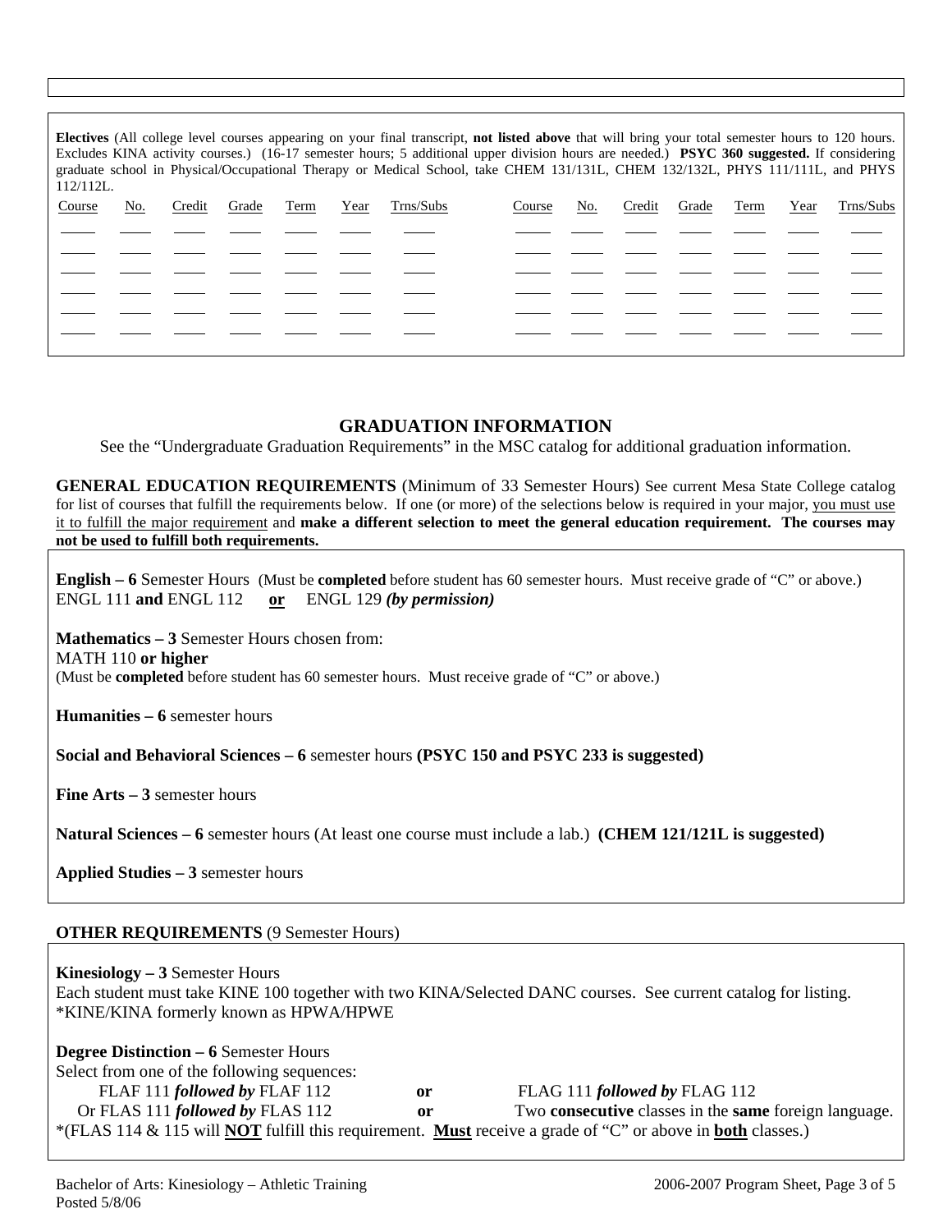**Electives** (All college level courses appearing on your final transcript, **not listed above** that will bring your total semester hours to 120 hours. Excludes KINA activity courses.) (16-17 semester hours; 5 additional upper division hours are needed.) **PSYC 360 suggested.** If considering graduate school in Physical/Occupational Therapy or Medical School, take CHEM 131/131L, CHEM 132/132L, PHYS 111/111L, and PHYS 112/112L.

| Course | No. | Credit | Grade | Term | Year | Trns/Subs | Course | No. | Credit | Grade | Term | Year | Trns/Subs |
|---|---|---|---|---|---|---|---|---|---|---|---|---|---|
| | | | | | | | | | | | | | |
| | | | | | | | | | | | | | |
| | | | | | | | | | | | | | |
| | | | | | | | | | | | | | |
| | | | | | | | | | | | | | |
| | | | | | | | | | | | | | |

## GRADUATION INFORMATION

See the "Undergraduate Graduation Requirements" in the MSC catalog for additional graduation information.

**GENERAL EDUCATION REQUIREMENTS** (Minimum of 33 Semester Hours) See current Mesa State College catalog for list of courses that fulfill the requirements below. If one (or more) of the selections below is required in your major, you must use it to fulfill the major requirement and **make a different selection to meet the general education requirement. The courses may not be used to fulfill both requirements.**

**English – 6** Semester Hours (Must be **completed** before student has 60 semester hours. Must receive grade of "C" or above.)
ENGL 111 **and** ENGL 112 **or** ENGL 129 ***(by permission)***

**Mathematics – 3** Semester Hours chosen from:
MATH 110 **or higher**
(Must be **completed** before student has 60 semester hours. Must receive grade of "C" or above.)

**Humanities – 6** semester hours

**Social and Behavioral Sciences – 6** semester hours **(PSYC 150 and PSYC 233 is suggested)**

**Fine Arts – 3** semester hours

**Natural Sciences – 6** semester hours (At least one course must include a lab.) **(CHEM 121/121L is suggested)**

**Applied Studies – 3** semester hours

**OTHER REQUIREMENTS** (9 Semester Hours)

**Kinesiology – 3** Semester Hours
Each student must take KINE 100 together with two KINA/Selected DANC courses. See current catalog for listing.
*KINE/KINA formerly known as HPWA/HPWE

**Degree Distinction – 6** Semester Hours
Select from one of the following sequences:
FLAF 111 ***followed by*** FLAF 112 **or** FLAG 111 ***followed by*** FLAG 112
Or FLAS 111 ***followed by*** FLAS 112 **or** Two **consecutive** classes in the **same** foreign language.
*(FLAS 114 & 115 will **NOT** fulfill this requirement. **Must** receive a grade of "C" or above in **both** classes.)

Bachelor of Arts: Kinesiology – Athletic Training
Posted 5/8/06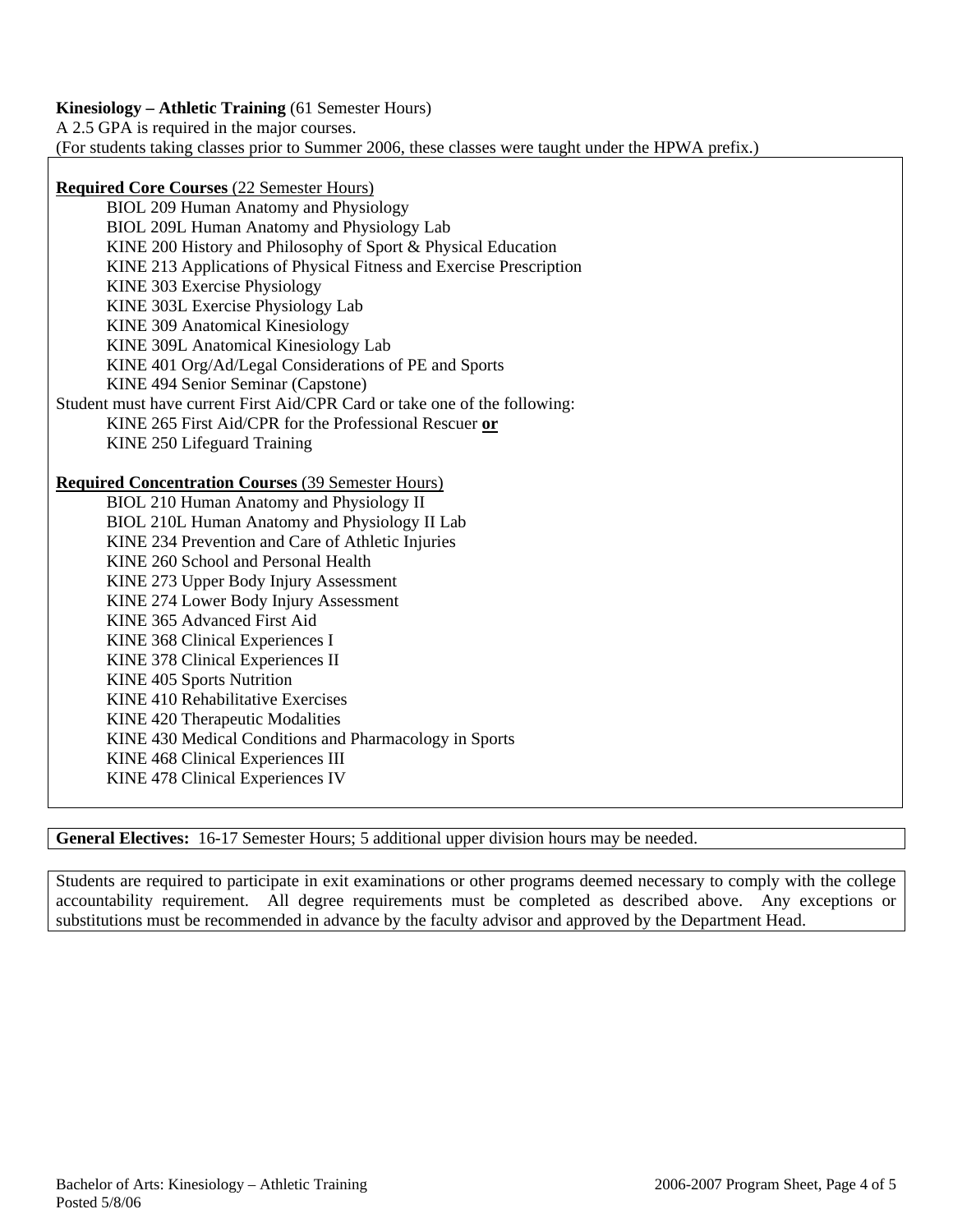**Kinesiology – Athletic Training** (61 Semester Hours)
A 2.5 GPA is required in the major courses.
(For students taking classes prior to Summer 2006, these classes were taught under the HPWA prefix.)

**Required Core Courses** (22 Semester Hours)

- BIOL 209 Human Anatomy and Physiology
- BIOL 209L Human Anatomy and Physiology Lab
- KINE 200 History and Philosophy of Sport & Physical Education
- KINE 213 Applications of Physical Fitness and Exercise Prescription
- KINE 303 Exercise Physiology
- KINE 303L Exercise Physiology Lab
- KINE 309 Anatomical Kinesiology
- KINE 309L Anatomical Kinesiology Lab
- KINE 401 Org/Ad/Legal Considerations of PE and Sports
- KINE 494 Senior Seminar (Capstone)

Student must have current First Aid/CPR Card or take one of the following:

- KINE 265 First Aid/CPR for the Professional Rescuer **or**
- KINE 250 Lifeguard Training

**Required Concentration Courses** (39 Semester Hours)

- BIOL 210 Human Anatomy and Physiology II
- BIOL 210L Human Anatomy and Physiology II Lab
- KINE 234 Prevention and Care of Athletic Injuries
- KINE 260 School and Personal Health
- KINE 273 Upper Body Injury Assessment
- KINE 274 Lower Body Injury Assessment
- KINE 365 Advanced First Aid
- KINE 368 Clinical Experiences I
- KINE 378 Clinical Experiences II
- KINE 405 Sports Nutrition
- KINE 410 Rehabilitative Exercises
- KINE 420 Therapeutic Modalities
- KINE 430 Medical Conditions and Pharmacology in Sports
- KINE 468 Clinical Experiences III
- KINE 478 Clinical Experiences IV

**General Electives:** 16-17 Semester Hours; 5 additional upper division hours may be needed.

Students are required to participate in exit examinations or other programs deemed necessary to comply with the college accountability requirement. All degree requirements must be completed as described above. Any exceptions or substitutions must be recommended in advance by the faculty advisor and approved by the Department Head.

Bachelor of Arts: Kinesiology – Athletic Training
Posted 5/8/06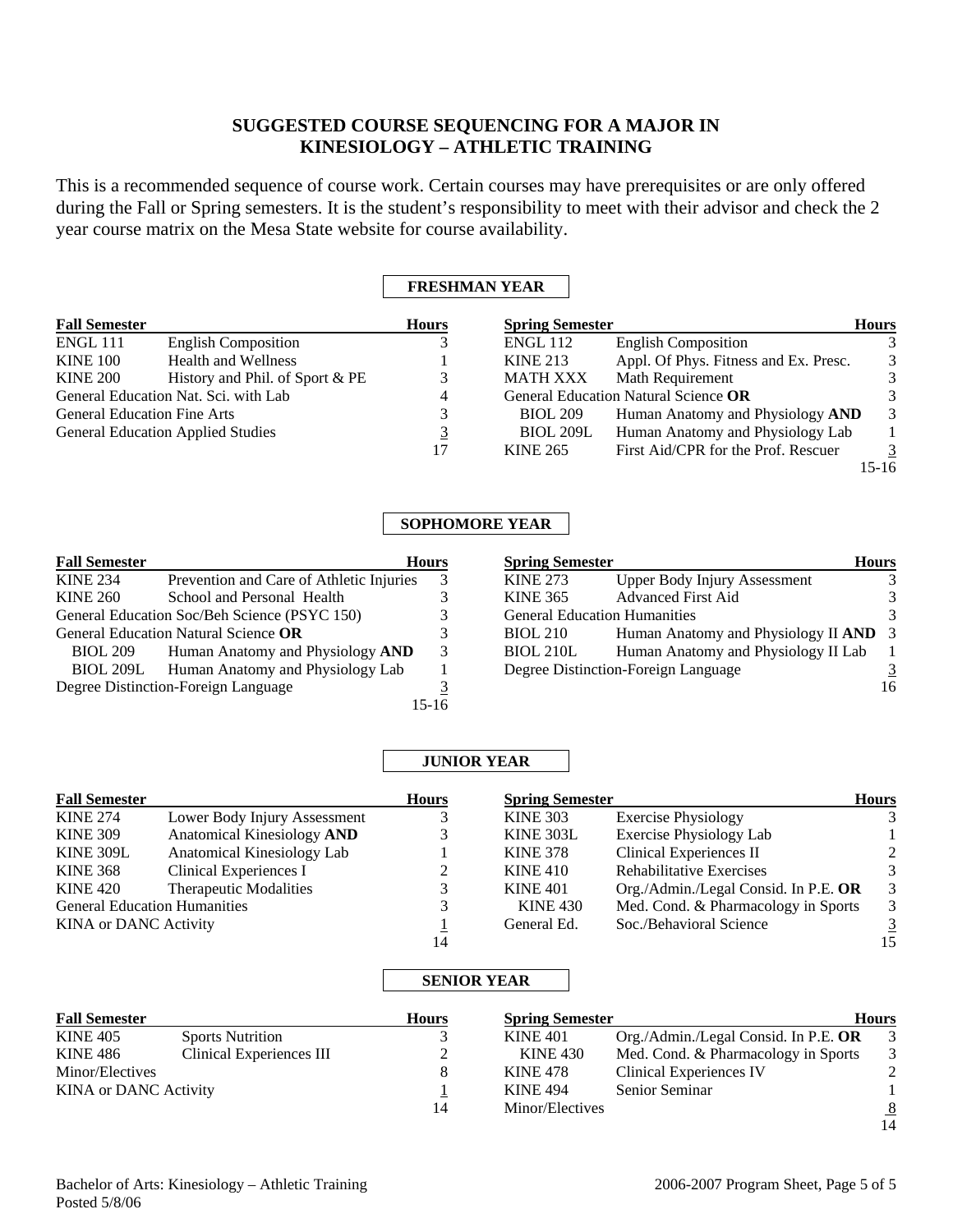# SUGGESTED COURSE SEQUENCING FOR A MAJOR IN KINESIOLOGY – ATHLETIC TRAINING

This is a recommended sequence of course work. Certain courses may have prerequisites or are only offered during the Fall or Spring semesters. It is the student's responsibility to meet with their advisor and check the 2 year course matrix on the Mesa State website for course availability.

## FRESHMAN YEAR

| Fall Semester | | Hours |
|---|---|---|
| ENGL 111 | English Composition | 3 |
| KINE 100 | Health and Wellness | 1 |
| KINE 200 | History and Phil. of Sport & PE | 3 |
| General Education Nat. Sci. with Lab | | 4 |
| General Education Fine Arts | | 3 |
| General Education Applied Studies | | 3 |
| | | 17 |

| Spring Semester | | Hours |
|---|---|---|
| ENGL 112 | English Composition | 3 |
| KINE 213 | Appl. Of Phys. Fitness and Ex. Presc. | 3 |
| MATH XXX | Math Requirement | 3 |
| General Education Natural Science **OR** | | 3 |
| BIOL 209 | Human Anatomy and Physiology **AND** | 3 |
| BIOL 209L | Human Anatomy and Physiology Lab | 1 |
| KINE 265 | First Aid/CPR for the Prof. Rescuer | 3 |
| | | 15-16 |

## SOPHOMORE YEAR

| Fall Semester | | Hours |
|---|---|---|
| KINE 234 | Prevention and Care of Athletic Injuries | 3 |
| KINE 260 | School and Personal Health | 3 |
| General Education Soc/Beh Science (PSYC 150) | | 3 |
| General Education Natural Science **OR** | | 3 |
| BIOL 209 | Human Anatomy and Physiology **AND** | 3 |
| BIOL 209L | Human Anatomy and Physiology Lab | 1 |
| Degree Distinction-Foreign Language | | 3 |
| | | 15-16 |

| Spring Semester | | Hours |
|---|---|---|
| KINE 273 | Upper Body Injury Assessment | 3 |
| KINE 365 | Advanced First Aid | 3 |
| General Education Humanities | | 3 |
| BIOL 210 | Human Anatomy and Physiology II **AND** | 3 |
| BIOL 210L | Human Anatomy and Physiology II Lab | 1 |
| Degree Distinction-Foreign Language | | 3 |
| | | 16 |

## JUNIOR YEAR

| Fall Semester | | Hours |
|---|---|---|
| KINE 274 | Lower Body Injury Assessment | 3 |
| KINE 309 | Anatomical Kinesiology **AND** | 3 |
| KINE 309L | Anatomical Kinesiology Lab | 1 |
| KINE 368 | Clinical Experiences I | 2 |
| KINE 420 | Therapeutic Modalities | 3 |
| General Education Humanities | | 3 |
| KINA or DANC Activity | | 1 |
| | | 14 |

| Spring Semester | | Hours |
|---|---|---|
| KINE 303 | Exercise Physiology | 3 |
| KINE 303L | Exercise Physiology Lab | 1 |
| KINE 378 | Clinical Experiences II | 2 |
| KINE 410 | Rehabilitative Exercises | 3 |
| KINE 401 | Org./Admin./Legal Consid. In P.E. **OR** | 3 |
| KINE 430 | Med. Cond. & Pharmacology in Sports | 3 |
| General Ed. | Soc./Behavioral Science | 3 |
| | | 15 |

## SENIOR YEAR

| Fall Semester | | Hours |
|---|---|---|
| KINE 405 | Sports Nutrition | 3 |
| KINE 486 | Clinical Experiences III | 2 |
| Minor/Electives | | 8 |
| KINA or DANC Activity | | 1 |
| | | 14 |

| Spring Semester | | Hours |
|---|---|---|
| KINE 401 | Org./Admin./Legal Consid. In P.E. **OR** | 3 |
| KINE 430 | Med. Cond. & Pharmacology in Sports | 3 |
| KINE 478 | Clinical Experiences IV | 2 |
| KINE 494 | Senior Seminar | 1 |
| Minor/Electives | | 8 |
| | | 14 |

Bachelor of Arts: Kinesiology – Athletic Training
Posted 5/8/06

2006-2007 Program Sheet